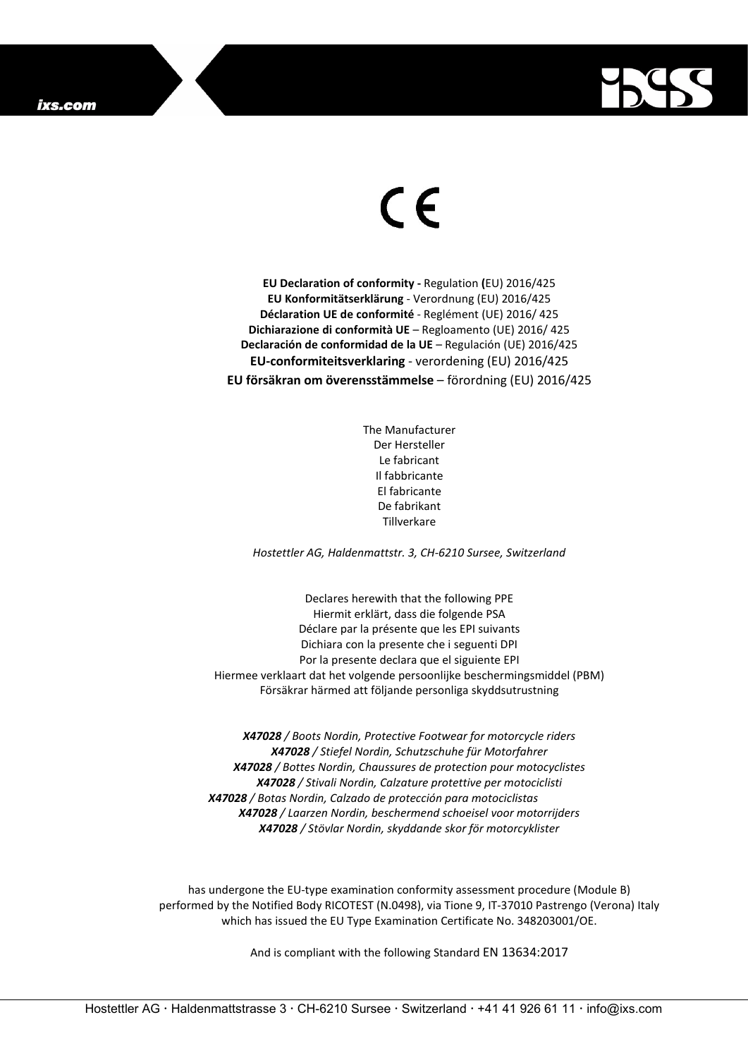CE

**EU Declaration of conformity -** Regulation **(**EU) 2016/425
**EU Konformitätserklärung** - Verordnung (EU) 2016/425
**Déclaration UE de conformité** - Reglément (UE) 2016/ 425
**Dichiarazione di conformità UE** – Regloamento (UE) 2016/ 425
**Declaración de conformidad de la UE** – Regulación (UE) 2016/425
**EU-conformiteitsverklaring** - verordening (EU) 2016/425
**EU försäkran om överensstämmelse** – förordning (EU) 2016/425

The Manufacturer
Der Hersteller
Le fabricant
Il fabbricante
El fabricante
De fabrikant
Tillverkare

*Hostettler AG, Haldenmattstr. 3, CH-6210 Sursee, Switzerland*

Declares herewith that the following PPE
Hiermit erklärt, dass die folgende PSA
Déclare par la présente que les EPI suivants
Dichiara con la presente che i seguenti DPI
Por la presente declara que el siguiente EPI
Hiermee verklaart dat het volgende persoonlijke beschermingsmiddel (PBM)
Försäkrar härmed att följande personliga skyddsutrustning

***X47028** / Boots Nordin, Protective Footwear for motorcycle riders*
***X47028** / Stiefel Nordin, Schutzschuhe für Motorfahrer*
***X47028** / Bottes Nordin, Chaussures de protection pour motocyclistes*
***X47028** / Stivali Nordin, Calzature protettive per motociclisti*
***X47028** / Botas Nordin, Calzado de protección para motociclistas*
***X47028** / Laarzen Nordin, beschermend schoeisel voor motorrijders*
***X47028** / Stövlar Nordin, skyddande skor för motorcyklister*

has undergone the EU-type examination conformity assessment procedure (Module B) performed by the Notified Body RICOTEST (N.0498), via Tione 9, IT-37010 Pastrengo (Verona) Italy which has issued the EU Type Examination Certificate No. 348203001/OE.

And is compliant with the following Standard EN 13634:2017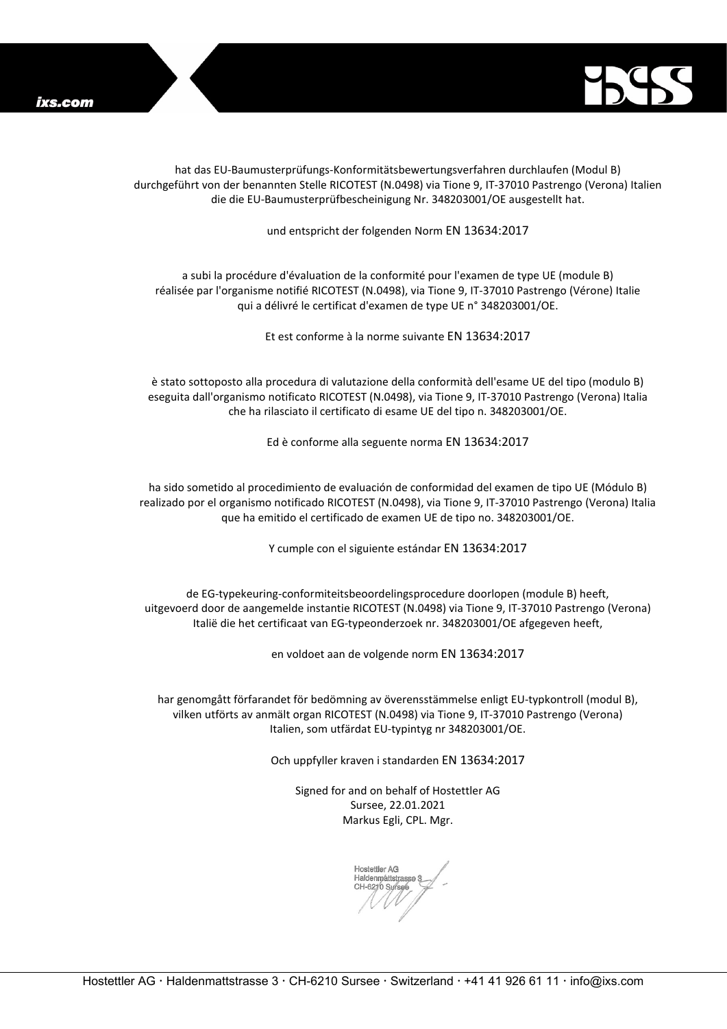hat das EU-Baumusterprüfungs-Konformitätsbewertungsverfahren durchlaufen (Modul B) durchgeführt von der benannten Stelle RICOTEST (N.0498) via Tione 9, IT-37010 Pastrengo (Verona) Italien die die EU-Baumusterprüfbescheinigung Nr. 348203001/OE ausgestellt hat.

und entspricht der folgenden Norm EN 13634:2017

a subi la procédure d'évaluation de la conformité pour l'examen de type UE (module B) réalisée par l'organisme notifié RICOTEST (N.0498), via Tione 9, IT-37010 Pastrengo (Vérone) Italie qui a délivré le certificat d'examen de type UE n° 348203001/OE.

Et est conforme à la norme suivante EN 13634:2017

è stato sottoposto alla procedura di valutazione della conformità dell'esame UE del tipo (modulo B) eseguita dall'organismo notificato RICOTEST (N.0498), via Tione 9, IT-37010 Pastrengo (Verona) Italia che ha rilasciato il certificato di esame UE del tipo n. 348203001/OE.

Ed è conforme alla seguente norma EN 13634:2017

ha sido sometido al procedimiento de evaluación de conformidad del examen de tipo UE (Módulo B) realizado por el organismo notificado RICOTEST (N.0498), via Tione 9, IT-37010 Pastrengo (Verona) Italia que ha emitido el certificado de examen UE de tipo no. 348203001/OE.

Y cumple con el siguiente estándar EN 13634:2017

de EG-typekeuring-conformiteitsbeoordelingsprocedure doorlopen (module B) heeft, uitgevoerd door de aangemelde instantie RICOTEST (N.0498) via Tione 9, IT-37010 Pastrengo (Verona) Italië die het certificaat van EG-typeonderzoek nr. 348203001/OE afgegeven heeft,

en voldoet aan de volgende norm EN 13634:2017

har genomgått förfarandet för bedömning av överensstämmelse enligt EU-typkontroll (modul B), vilken utförts av anmält organ RICOTEST (N.0498) via Tione 9, IT-37010 Pastrengo (Verona) Italien, som utfärdat EU-typintyg nr 348203001/OE.

Och uppfyller kraven i standarden EN 13634:2017

Signed for and on behalf of Hostettler AG
Sursee, 22.01.2021
Markus Egli, CPL. Mgr.

Hostettler AG
Haldenmattstrasse 3
CH-6210 Sursee

Hostettler AG · Haldenmattstrasse 3 · CH-6210 Sursee · Switzerland · +41 41 926 61 11 · info@ixs.com